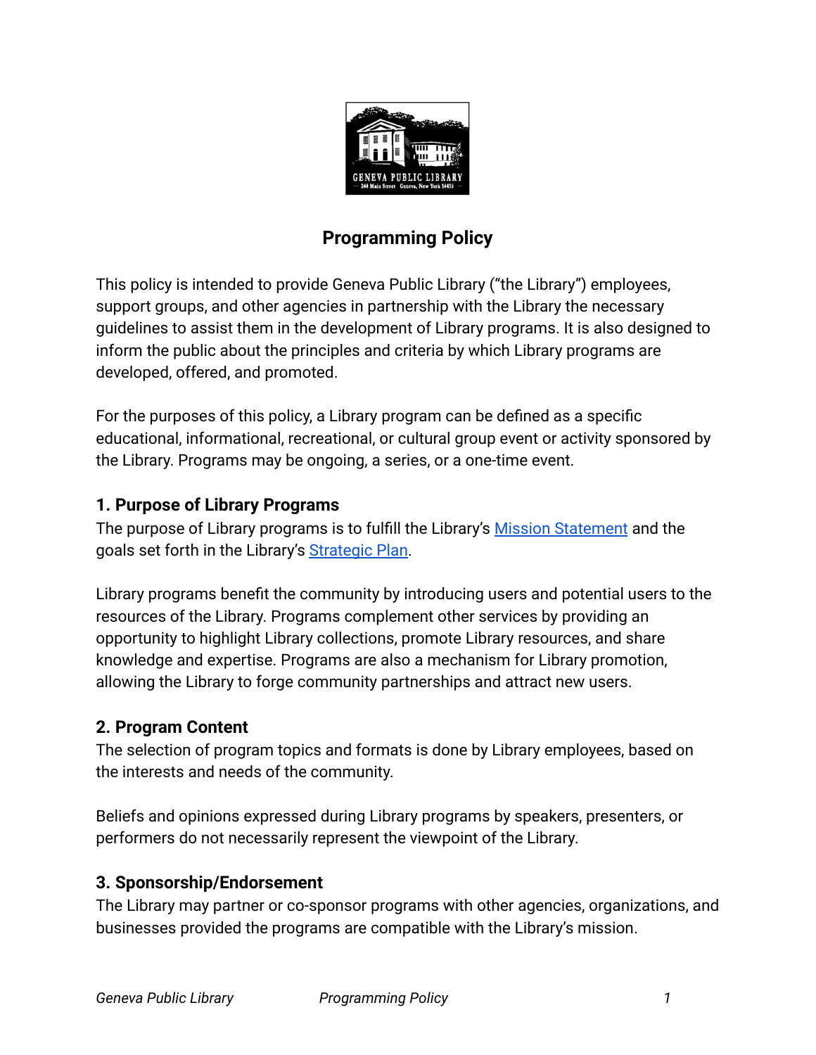# Programming Policy

This policy is intended to provide Geneva Public Library ("the Library") employees, support groups, and other agencies in partnership with the Library the necessary guidelines to assist them in the development of Library programs. It is also designed to inform the public about the principles and criteria by which Library programs are developed, offered, and promoted.

For the purposes of this policy, a Library program can be defined as a specific educational, informational, recreational, or cultural group event or activity sponsored by the Library. Programs may be ongoing, a series, or a one-time event.

## 1. Purpose of Library Programs

The purpose of Library programs is to fulfill the Library's Mission Statement and the goals set forth in the Library's Strategic Plan.

Library programs benefit the community by introducing users and potential users to the resources of the Library. Programs complement other services by providing an opportunity to highlight Library collections, promote Library resources, and share knowledge and expertise. Programs are also a mechanism for Library promotion, allowing the Library to forge community partnerships and attract new users.

## 2. Program Content

The selection of program topics and formats is done by Library employees, based on the interests and needs of the community.

Beliefs and opinions expressed during Library programs by speakers, presenters, or performers do not necessarily represent the viewpoint of the Library.

## 3. Sponsorship/Endorsement

The Library may partner or co-sponsor programs with other agencies, organizations, and businesses provided the programs are compatible with the Library's mission.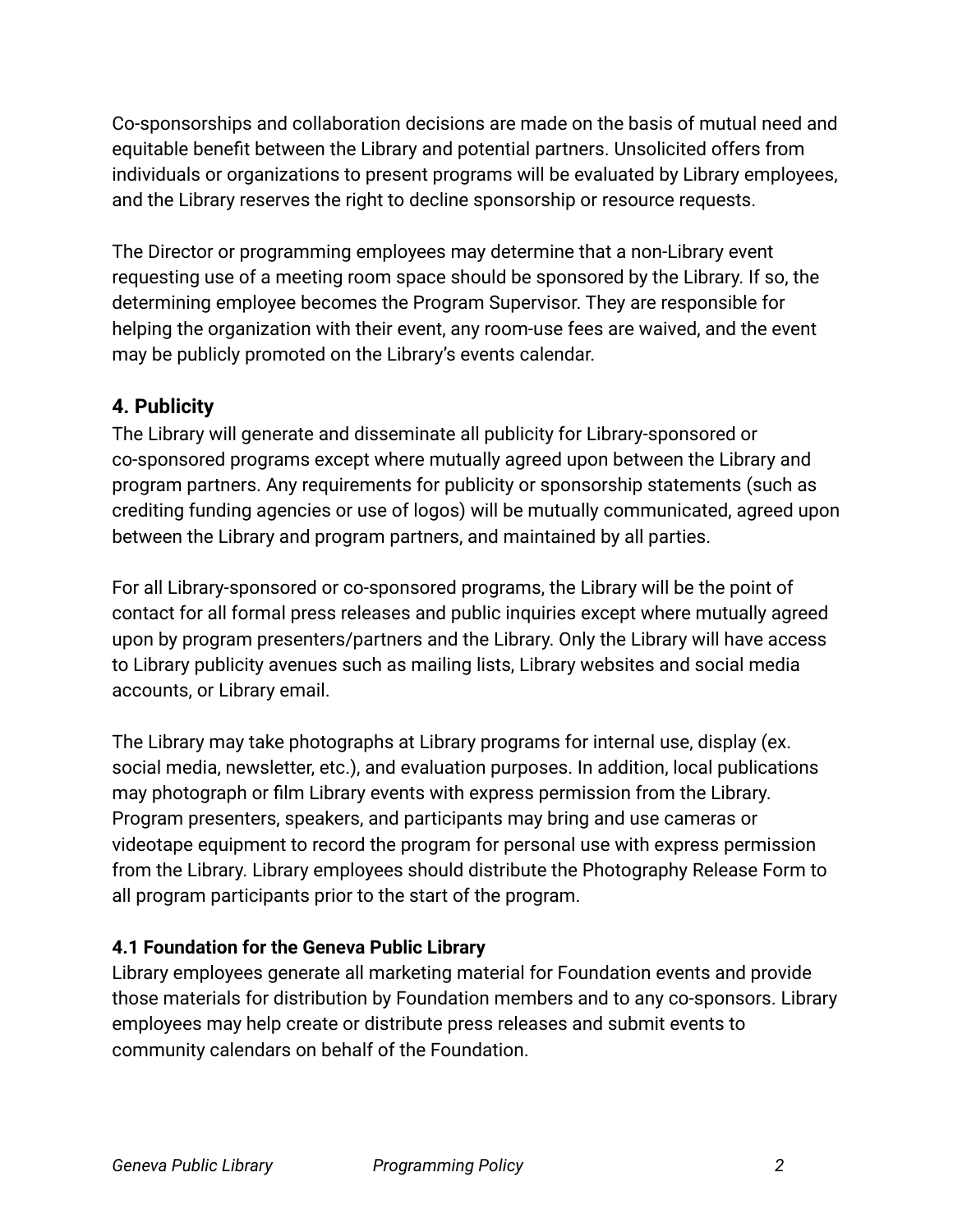Co-sponsorships and collaboration decisions are made on the basis of mutual need and equitable benefit between the Library and potential partners. Unsolicited offers from individuals or organizations to present programs will be evaluated by Library employees, and the Library reserves the right to decline sponsorship or resource requests.

The Director or programming employees may determine that a non-Library event requesting use of a meeting room space should be sponsored by the Library. If so, the determining employee becomes the Program Supervisor. They are responsible for helping the organization with their event, any room-use fees are waived, and the event may be publicly promoted on the Library's events calendar.

## 4. Publicity

The Library will generate and disseminate all publicity for Library-sponsored or co-sponsored programs except where mutually agreed upon between the Library and program partners. Any requirements for publicity or sponsorship statements (such as crediting funding agencies or use of logos) will be mutually communicated, agreed upon between the Library and program partners, and maintained by all parties.

For all Library-sponsored or co-sponsored programs, the Library will be the point of contact for all formal press releases and public inquiries except where mutually agreed upon by program presenters/partners and the Library. Only the Library will have access to Library publicity avenues such as mailing lists, Library websites and social media accounts, or Library email.

The Library may take photographs at Library programs for internal use, display (ex. social media, newsletter, etc.), and evaluation purposes. In addition, local publications may photograph or film Library events with express permission from the Library. Program presenters, speakers, and participants may bring and use cameras or videotape equipment to record the program for personal use with express permission from the Library. Library employees should distribute the Photography Release Form to all program participants prior to the start of the program.

### 4.1 Foundation for the Geneva Public Library

Library employees generate all marketing material for Foundation events and provide those materials for distribution by Foundation members and to any co-sponsors. Library employees may help create or distribute press releases and submit events to community calendars on behalf of the Foundation.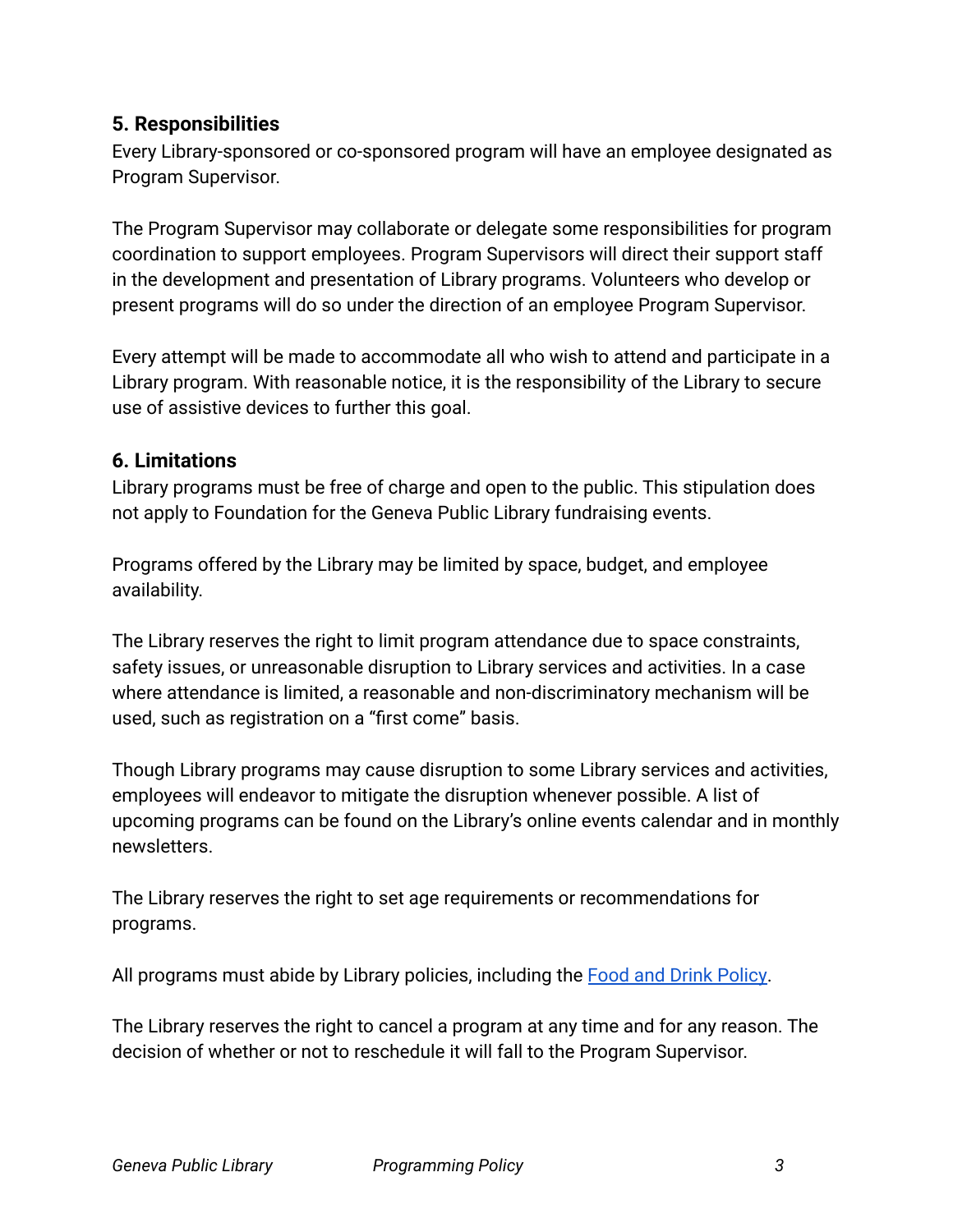## 5. Responsibilities

Every Library-sponsored or co-sponsored program will have an employee designated as Program Supervisor.

The Program Supervisor may collaborate or delegate some responsibilities for program coordination to support employees. Program Supervisors will direct their support staff in the development and presentation of Library programs. Volunteers who develop or present programs will do so under the direction of an employee Program Supervisor.

Every attempt will be made to accommodate all who wish to attend and participate in a Library program. With reasonable notice, it is the responsibility of the Library to secure use of assistive devices to further this goal.

## 6. Limitations

Library programs must be free of charge and open to the public. This stipulation does not apply to Foundation for the Geneva Public Library fundraising events.

Programs offered by the Library may be limited by space, budget, and employee availability.

The Library reserves the right to limit program attendance due to space constraints, safety issues, or unreasonable disruption to Library services and activities. In a case where attendance is limited, a reasonable and non-discriminatory mechanism will be used, such as registration on a "first come" basis.

Though Library programs may cause disruption to some Library services and activities, employees will endeavor to mitigate the disruption whenever possible. A list of upcoming programs can be found on the Library's online events calendar and in monthly newsletters.

The Library reserves the right to set age requirements or recommendations for programs.

All programs must abide by Library policies, including the [Food and Drink Policy](#).

The Library reserves the right to cancel a program at any time and for any reason. The decision of whether or not to reschedule it will fall to the Program Supervisor.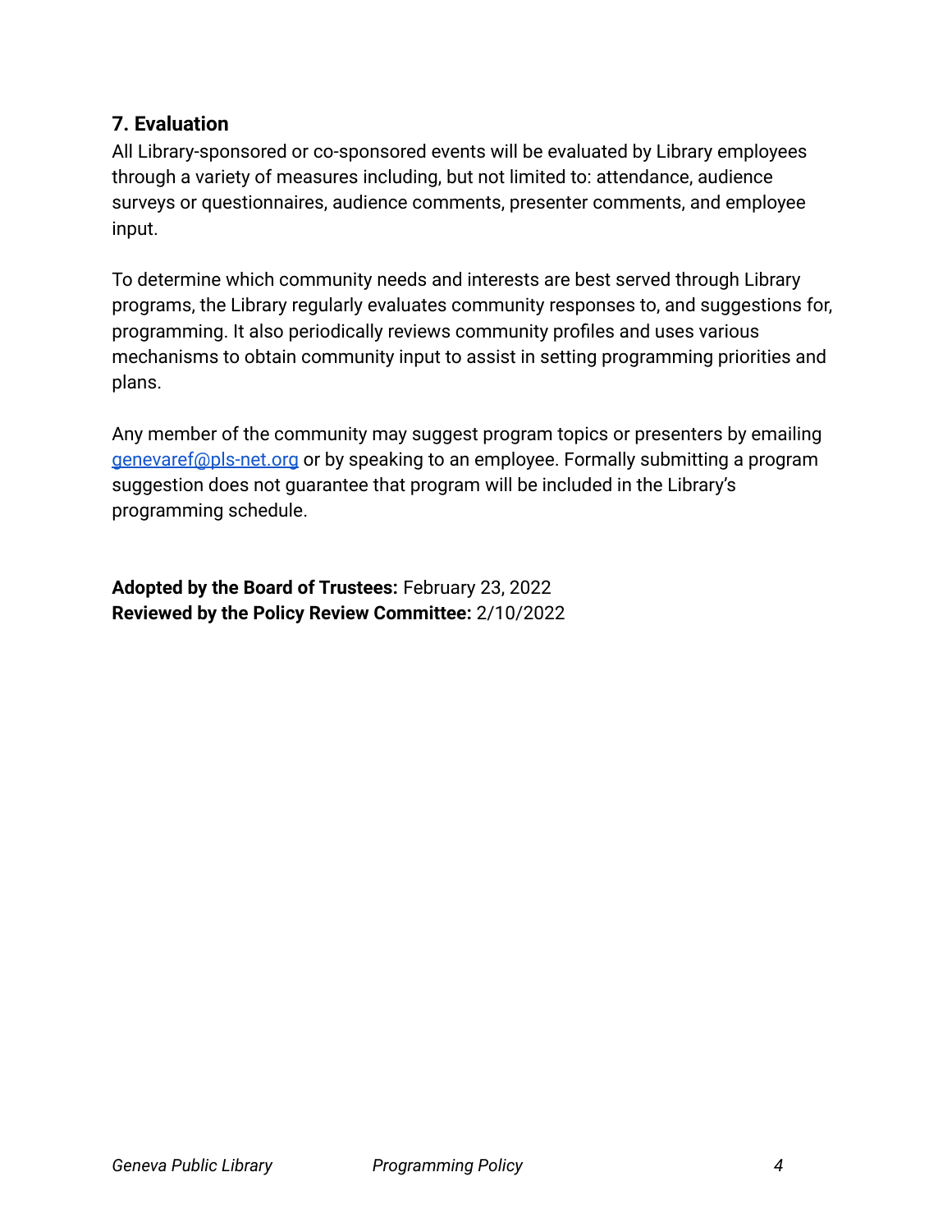## 7. Evaluation

All Library-sponsored or co-sponsored events will be evaluated by Library employees through a variety of measures including, but not limited to: attendance, audience surveys or questionnaires, audience comments, presenter comments, and employee input.

To determine which community needs and interests are best served through Library programs, the Library regularly evaluates community responses to, and suggestions for, programming. It also periodically reviews community profiles and uses various mechanisms to obtain community input to assist in setting programming priorities and plans.

Any member of the community may suggest program topics or presenters by emailing [genevaref@pls-net.org](mailto:genevaref@pls-net.org) or by speaking to an employee. Formally submitting a program suggestion does not guarantee that program will be included in the Library's programming schedule.

**Adopted by the Board of Trustees:** February 23, 2022
**Reviewed by the Policy Review Committee:** 2/10/2022